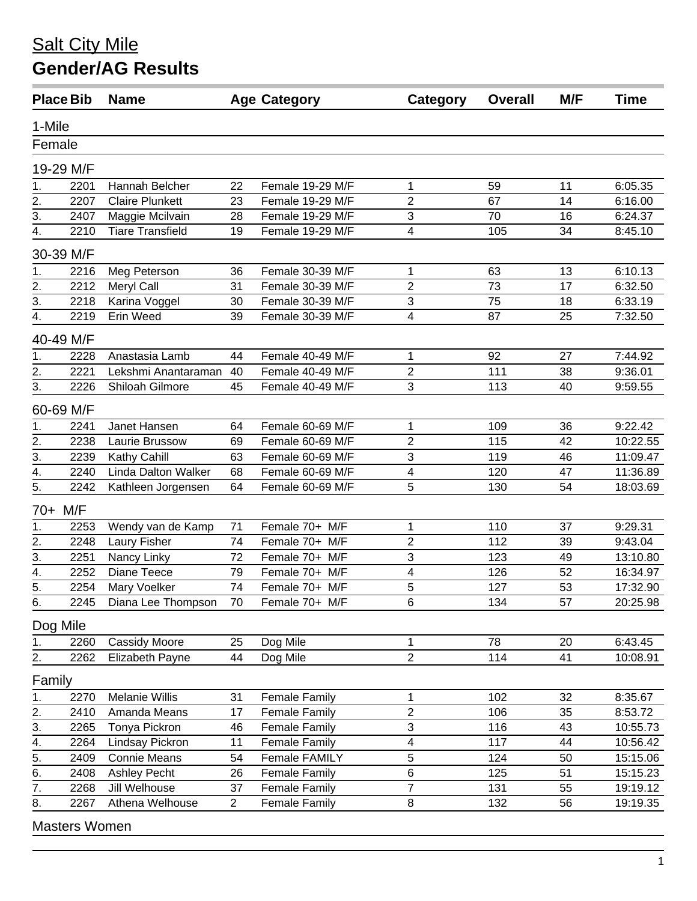# Salt City Mile

## Gender/AG Results

| Place | Bib | Name | Age | Category | Category | Overall | M/F | Time |
|---|---|---|---|---|---|---|---|---|
| **1-Mile** | | | | | | | | |
| **Female** | | | | | | | | |
| **19-29 M/F** | | | | | | | | |
| 1. | 2201 | Hannah Belcher | 22 | Female 19-29 M/F | 1 | 59 | 11 | 6:05.35 |
| 2. | 2207 | Claire Plunkett | 23 | Female 19-29 M/F | 2 | 67 | 14 | 6:16.00 |
| 3. | 2407 | Maggie Mcilvain | 28 | Female 19-29 M/F | 3 | 70 | 16 | 6:24.37 |
| 4. | 2210 | Tiare Transfield | 19 | Female 19-29 M/F | 4 | 105 | 34 | 8:45.10 |
| **30-39 M/F** | | | | | | | | |
| 1. | 2216 | Meg Peterson | 36 | Female 30-39 M/F | 1 | 63 | 13 | 6:10.13 |
| 2. | 2212 | Meryl Call | 31 | Female 30-39 M/F | 2 | 73 | 17 | 6:32.50 |
| 3. | 2218 | Karina Voggel | 30 | Female 30-39 M/F | 3 | 75 | 18 | 6:33.19 |
| 4. | 2219 | Erin Weed | 39 | Female 30-39 M/F | 4 | 87 | 25 | 7:32.50 |
| **40-49 M/F** | | | | | | | | |
| 1. | 2228 | Anastasia Lamb | 44 | Female 40-49 M/F | 1 | 92 | 27 | 7:44.92 |
| 2. | 2221 | Lekshmi Anantaraman | 40 | Female 40-49 M/F | 2 | 111 | 38 | 9:36.01 |
| 3. | 2226 | Shiloah Gilmore | 45 | Female 40-49 M/F | 3 | 113 | 40 | 9:59.55 |
| **60-69 M/F** | | | | | | | | |
| 1. | 2241 | Janet Hansen | 64 | Female 60-69 M/F | 1 | 109 | 36 | 9:22.42 |
| 2. | 2238 | Laurie Brussow | 69 | Female 60-69 M/F | 2 | 115 | 42 | 10:22.55 |
| 3. | 2239 | Kathy Cahill | 63 | Female 60-69 M/F | 3 | 119 | 46 | 11:09.47 |
| 4. | 2240 | Linda Dalton Walker | 68 | Female 60-69 M/F | 4 | 120 | 47 | 11:36.89 |
| 5. | 2242 | Kathleen Jorgensen | 64 | Female 60-69 M/F | 5 | 130 | 54 | 18:03.69 |
| **70+ M/F** | | | | | | | | |
| 1. | 2253 | Wendy van de Kamp | 71 | Female 70+ M/F | 1 | 110 | 37 | 9:29.31 |
| 2. | 2248 | Laury Fisher | 74 | Female 70+ M/F | 2 | 112 | 39 | 9:43.04 |
| 3. | 2251 | Nancy Linky | 72 | Female 70+ M/F | 3 | 123 | 49 | 13:10.80 |
| 4. | 2252 | Diane Teece | 79 | Female 70+ M/F | 4 | 126 | 52 | 16:34.97 |
| 5. | 2254 | Mary Voelker | 74 | Female 70+ M/F | 5 | 127 | 53 | 17:32.90 |
| 6. | 2245 | Diana Lee Thompson | 70 | Female 70+ M/F | 6 | 134 | 57 | 20:25.98 |
| **Dog Mile** | | | | | | | | |
| 1. | 2260 | Cassidy Moore | 25 | Dog Mile | 1 | 78 | 20 | 6:43.45 |
| 2. | 2262 | Elizabeth Payne | 44 | Dog Mile | 2 | 114 | 41 | 10:08.91 |
| **Family** | | | | | | | | |
| 1. | 2270 | Melanie Willis | 31 | Female Family | 1 | 102 | 32 | 8:35.67 |
| 2. | 2410 | Amanda Means | 17 | Female Family | 2 | 106 | 35 | 8:53.72 |
| 3. | 2265 | Tonya Pickron | 46 | Female Family | 3 | 116 | 43 | 10:55.73 |
| 4. | 2264 | Lindsay Pickron | 11 | Female Family | 4 | 117 | 44 | 10:56.42 |
| 5. | 2409 | Connie Means | 54 | Female FAMILY | 5 | 124 | 50 | 15:15.06 |
| 6. | 2408 | Ashley Pecht | 26 | Female Family | 6 | 125 | 51 | 15:15.23 |
| 7. | 2268 | Jill Welhouse | 37 | Female Family | 7 | 131 | 55 | 19:19.12 |
| 8. | 2267 | Athena Welhouse | 2 | Female Family | 8 | 132 | 56 | 19:19.35 |
| **Masters Women** | | | | | | | | |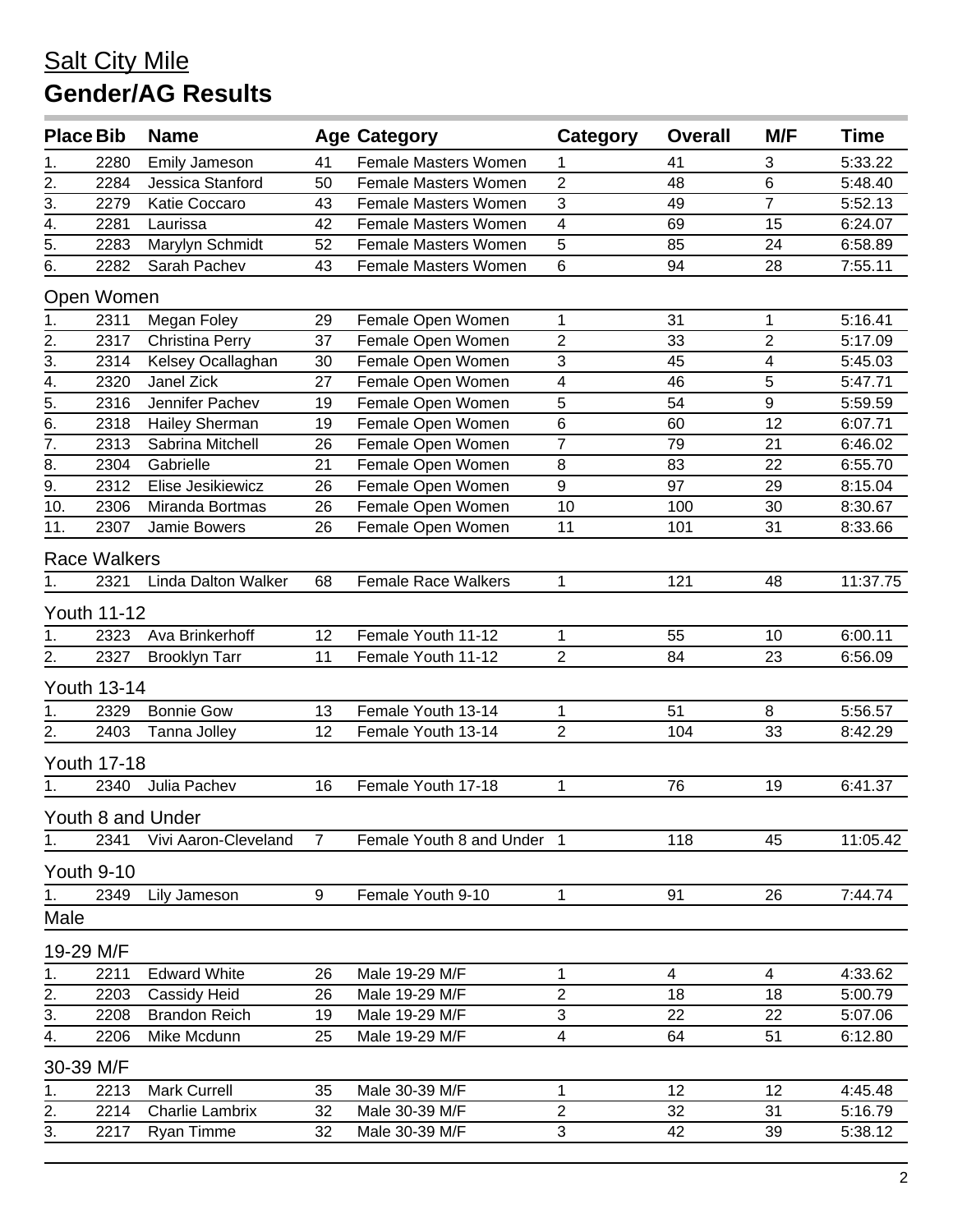# Salt City Mile

## Gender/AG Results

| Place | Bib | Name | Age | Category | Category | Overall | M/F | Time |
|---|---|---|---|---|---|---|---|---|
| 1. | 2280 | Emily Jameson | 41 | Female Masters Women | 1 | 41 | 3 | 5:33.22 |
| 2. | 2284 | Jessica Stanford | 50 | Female Masters Women | 2 | 48 | 6 | 5:48.40 |
| 3. | 2279 | Katie Coccaro | 43 | Female Masters Women | 3 | 49 | 7 | 5:52.13 |
| 4. | 2281 | Laurissa | 42 | Female Masters Women | 4 | 69 | 15 | 6:24.07 |
| 5. | 2283 | Marylyn Schmidt | 52 | Female Masters Women | 5 | 85 | 24 | 6:58.89 |
| 6. | 2282 | Sarah Pachev | 43 | Female Masters Women | 6 | 94 | 28 | 7:55.11 |

### Open Women

| Place | Bib | Name | Age | Category | Category | Overall | M/F | Time |
|---|---|---|---|---|---|---|---|---|
| 1. | 2311 | Megan Foley | 29 | Female Open Women | 1 | 31 | 1 | 5:16.41 |
| 2. | 2317 | Christina Perry | 37 | Female Open Women | 2 | 33 | 2 | 5:17.09 |
| 3. | 2314 | Kelsey Ocallaghan | 30 | Female Open Women | 3 | 45 | 4 | 5:45.03 |
| 4. | 2320 | Janel Zick | 27 | Female Open Women | 4 | 46 | 5 | 5:47.71 |
| 5. | 2316 | Jennifer Pachev | 19 | Female Open Women | 5 | 54 | 9 | 5:59.59 |
| 6. | 2318 | Hailey Sherman | 19 | Female Open Women | 6 | 60 | 12 | 6:07.71 |
| 7. | 2313 | Sabrina Mitchell | 26 | Female Open Women | 7 | 79 | 21 | 6:46.02 |
| 8. | 2304 | Gabrielle | 21 | Female Open Women | 8 | 83 | 22 | 6:55.70 |
| 9. | 2312 | Elise Jesikiewicz | 26 | Female Open Women | 9 | 97 | 29 | 8:15.04 |
| 10. | 2306 | Miranda Bortmas | 26 | Female Open Women | 10 | 100 | 30 | 8:30.67 |
| 11. | 2307 | Jamie Bowers | 26 | Female Open Women | 11 | 101 | 31 | 8:33.66 |

### Race Walkers

| Place | Bib | Name | Age | Category | Category | Overall | M/F | Time |
|---|---|---|---|---|---|---|---|---|
| 1. | 2321 | Linda Dalton Walker | 68 | Female Race Walkers | 1 | 121 | 48 | 11:37.75 |

### Youth 11-12

| Place | Bib | Name | Age | Category | Category | Overall | M/F | Time |
|---|---|---|---|---|---|---|---|---|
| 1. | 2323 | Ava Brinkerhoff | 12 | Female Youth 11-12 | 1 | 55 | 10 | 6:00.11 |
| 2. | 2327 | Brooklyn Tarr | 11 | Female Youth 11-12 | 2 | 84 | 23 | 6:56.09 |

### Youth 13-14

| Place | Bib | Name | Age | Category | Category | Overall | M/F | Time |
|---|---|---|---|---|---|---|---|---|
| 1. | 2329 | Bonnie Gow | 13 | Female Youth 13-14 | 1 | 51 | 8 | 5:56.57 |
| 2. | 2403 | Tanna Jolley | 12 | Female Youth 13-14 | 2 | 104 | 33 | 8:42.29 |

### Youth 17-18

| Place | Bib | Name | Age | Category | Category | Overall | M/F | Time |
|---|---|---|---|---|---|---|---|---|
| 1. | 2340 | Julia Pachev | 16 | Female Youth 17-18 | 1 | 76 | 19 | 6:41.37 |

### Youth 8 and Under

| Place | Bib | Name | Age | Category | Category | Overall | M/F | Time |
|---|---|---|---|---|---|---|---|---|
| 1. | 2341 | Vivi Aaron-Cleveland | 7 | Female Youth 8 and Under | 1 | 118 | 45 | 11:05.42 |

### Youth 9-10

| Place | Bib | Name | Age | Category | Category | Overall | M/F | Time |
|---|---|---|---|---|---|---|---|---|
| 1. | 2349 | Lily Jameson | 9 | Female Youth 9-10 | 1 | 91 | 26 | 7:44.74 |

## Male

### 19-29 M/F

| Place | Bib | Name | Age | Category | Category | Overall | M/F | Time |
|---|---|---|---|---|---|---|---|---|
| 1. | 2211 | Edward White | 26 | Male 19-29 M/F | 1 | 4 | 4 | 4:33.62 |
| 2. | 2203 | Cassidy Heid | 26 | Male 19-29 M/F | 2 | 18 | 18 | 5:00.79 |
| 3. | 2208 | Brandon Reich | 19 | Male 19-29 M/F | 3 | 22 | 22 | 5:07.06 |
| 4. | 2206 | Mike Mcdunn | 25 | Male 19-29 M/F | 4 | 64 | 51 | 6:12.80 |

### 30-39 M/F

| Place | Bib | Name | Age | Category | Category | Overall | M/F | Time |
|---|---|---|---|---|---|---|---|---|
| 1. | 2213 | Mark Currell | 35 | Male 30-39 M/F | 1 | 12 | 12 | 4:45.48 |
| 2. | 2214 | Charlie Lambrix | 32 | Male 30-39 M/F | 2 | 32 | 31 | 5:16.79 |
| 3. | 2217 | Ryan Timme | 32 | Male 30-39 M/F | 3 | 42 | 39 | 5:38.12 |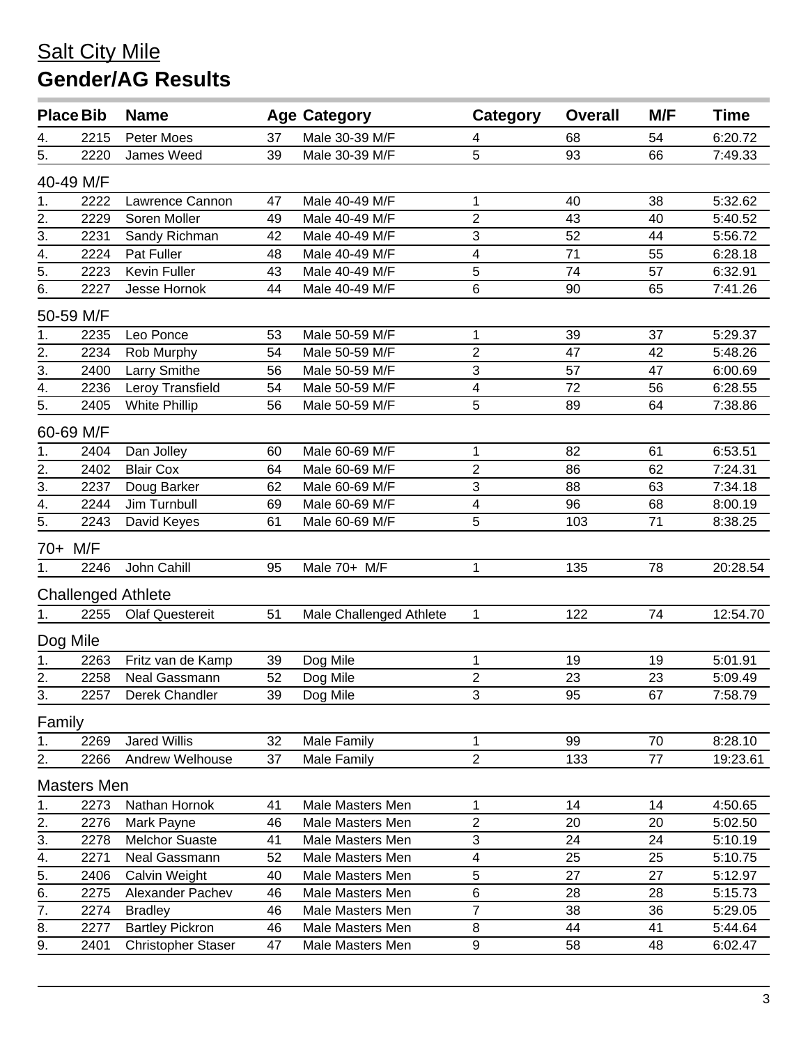## Salt City Mile

# Gender/AG Results

| Place | Bib | Name | Age | Category | Category | Overall | M/F | Time |
|---|---|---|---|---|---|---|---|---|
| 4. | 2215 | Peter Moes | 37 | Male 30-39 M/F | 4 | 68 | 54 | 6:20.72 |
| 5. | 2220 | James Weed | 39 | Male 30-39 M/F | 5 | 93 | 66 | 7:49.33 |

### 40-49 M/F

| Place | Bib | Name | Age | Category | Category | Overall | M/F | Time |
|---|---|---|---|---|---|---|---|---|
| 1. | 2222 | Lawrence Cannon | 47 | Male 40-49 M/F | 1 | 40 | 38 | 5:32.62 |
| 2. | 2229 | Soren Moller | 49 | Male 40-49 M/F | 2 | 43 | 40 | 5:40.52 |
| 3. | 2231 | Sandy Richman | 42 | Male 40-49 M/F | 3 | 52 | 44 | 5:56.72 |
| 4. | 2224 | Pat Fuller | 48 | Male 40-49 M/F | 4 | 71 | 55 | 6:28.18 |
| 5. | 2223 | Kevin Fuller | 43 | Male 40-49 M/F | 5 | 74 | 57 | 6:32.91 |
| 6. | 2227 | Jesse Hornok | 44 | Male 40-49 M/F | 6 | 90 | 65 | 7:41.26 |

### 50-59 M/F

| Place | Bib | Name | Age | Category | Category | Overall | M/F | Time |
|---|---|---|---|---|---|---|---|---|
| 1. | 2235 | Leo Ponce | 53 | Male 50-59 M/F | 1 | 39 | 37 | 5:29.37 |
| 2. | 2234 | Rob Murphy | 54 | Male 50-59 M/F | 2 | 47 | 42 | 5:48.26 |
| 3. | 2400 | Larry Smithe | 56 | Male 50-59 M/F | 3 | 57 | 47 | 6:00.69 |
| 4. | 2236 | Leroy Transfield | 54 | Male 50-59 M/F | 4 | 72 | 56 | 6:28.55 |
| 5. | 2405 | White Phillip | 56 | Male 50-59 M/F | 5 | 89 | 64 | 7:38.86 |

### 60-69 M/F

| Place | Bib | Name | Age | Category | Category | Overall | M/F | Time |
|---|---|---|---|---|---|---|---|---|
| 1. | 2404 | Dan Jolley | 60 | Male 60-69 M/F | 1 | 82 | 61 | 6:53.51 |
| 2. | 2402 | Blair Cox | 64 | Male 60-69 M/F | 2 | 86 | 62 | 7:24.31 |
| 3. | 2237 | Doug Barker | 62 | Male 60-69 M/F | 3 | 88 | 63 | 7:34.18 |
| 4. | 2244 | Jim Turnbull | 69 | Male 60-69 M/F | 4 | 96 | 68 | 8:00.19 |
| 5. | 2243 | David Keyes | 61 | Male 60-69 M/F | 5 | 103 | 71 | 8:38.25 |

### 70+ M/F

| Place | Bib | Name | Age | Category | Category | Overall | M/F | Time |
|---|---|---|---|---|---|---|---|---|
| 1. | 2246 | John Cahill | 95 | Male 70+ M/F | 1 | 135 | 78 | 20:28.54 |

### Challenged Athlete

| Place | Bib | Name | Age | Category | Category | Overall | M/F | Time |
|---|---|---|---|---|---|---|---|---|
| 1. | 2255 | Olaf Questereit | 51 | Male Challenged Athlete | 1 | 122 | 74 | 12:54.70 |

### Dog Mile

| Place | Bib | Name | Age | Category | Category | Overall | M/F | Time |
|---|---|---|---|---|---|---|---|---|
| 1. | 2263 | Fritz van de Kamp | 39 | Dog Mile | 1 | 19 | 19 | 5:01.91 |
| 2. | 2258 | Neal Gassmann | 52 | Dog Mile | 2 | 23 | 23 | 5:09.49 |
| 3. | 2257 | Derek Chandler | 39 | Dog Mile | 3 | 95 | 67 | 7:58.79 |

### Family

| Place | Bib | Name | Age | Category | Category | Overall | M/F | Time |
|---|---|---|---|---|---|---|---|---|
| 1. | 2269 | Jared Willis | 32 | Male Family | 1 | 99 | 70 | 8:28.10 |
| 2. | 2266 | Andrew Welhouse | 37 | Male Family | 2 | 133 | 77 | 19:23.61 |

### Masters Men

| Place | Bib | Name | Age | Category | Category | Overall | M/F | Time |
|---|---|---|---|---|---|---|---|---|
| 1. | 2273 | Nathan Hornok | 41 | Male Masters Men | 1 | 14 | 14 | 4:50.65 |
| 2. | 2276 | Mark Payne | 46 | Male Masters Men | 2 | 20 | 20 | 5:02.50 |
| 3. | 2278 | Melchor Suaste | 41 | Male Masters Men | 3 | 24 | 24 | 5:10.19 |
| 4. | 2271 | Neal Gassmann | 52 | Male Masters Men | 4 | 25 | 25 | 5:10.75 |
| 5. | 2406 | Calvin Weight | 40 | Male Masters Men | 5 | 27 | 27 | 5:12.97 |
| 6. | 2275 | Alexander Pachev | 46 | Male Masters Men | 6 | 28 | 28 | 5:15.73 |
| 7. | 2274 | Bradley | 46 | Male Masters Men | 7 | 38 | 36 | 5:29.05 |
| 8. | 2277 | Bartley Pickron | 46 | Male Masters Men | 8 | 44 | 41 | 5:44.64 |
| 9. | 2401 | Christopher Staser | 47 | Male Masters Men | 9 | 58 | 48 | 6:02.47 |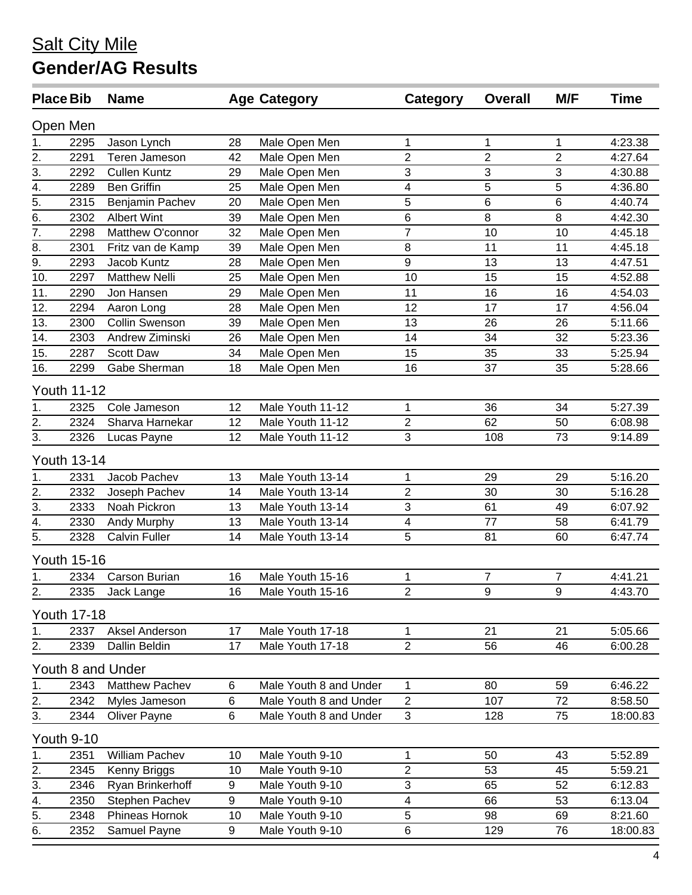# Salt City Mile

## Gender/AG Results

| Place | Bib | Name | Age | Category | Category | Overall | M/F | Time |
|---|---|---|---|---|---|---|---|---|

### Open Men

| Place | Bib | Name | Age | Category | Category | Overall | M/F | Time |
|---|---|---|---|---|---|---|---|---|
| 1. | 2295 | Jason Lynch | 28 | Male Open Men | 1 | 1 | 1 | 4:23.38 |
| 2. | 2291 | Teren Jameson | 42 | Male Open Men | 2 | 2 | 2 | 4:27.64 |
| 3. | 2292 | Cullen Kuntz | 29 | Male Open Men | 3 | 3 | 3 | 4:30.88 |
| 4. | 2289 | Ben Griffin | 25 | Male Open Men | 4 | 5 | 5 | 4:36.80 |
| 5. | 2315 | Benjamin Pachev | 20 | Male Open Men | 5 | 6 | 6 | 4:40.74 |
| 6. | 2302 | Albert Wint | 39 | Male Open Men | 6 | 8 | 8 | 4:42.30 |
| 7. | 2298 | Matthew O'connor | 32 | Male Open Men | 7 | 10 | 10 | 4:45.18 |
| 8. | 2301 | Fritz van de Kamp | 39 | Male Open Men | 8 | 11 | 11 | 4:45.18 |
| 9. | 2293 | Jacob Kuntz | 28 | Male Open Men | 9 | 13 | 13 | 4:47.51 |
| 10. | 2297 | Matthew Nelli | 25 | Male Open Men | 10 | 15 | 15 | 4:52.88 |
| 11. | 2290 | Jon Hansen | 29 | Male Open Men | 11 | 16 | 16 | 4:54.03 |
| 12. | 2294 | Aaron Long | 28 | Male Open Men | 12 | 17 | 17 | 4:56.04 |
| 13. | 2300 | Collin Swenson | 39 | Male Open Men | 13 | 26 | 26 | 5:11.66 |
| 14. | 2303 | Andrew Ziminski | 26 | Male Open Men | 14 | 34 | 32 | 5:23.36 |
| 15. | 2287 | Scott Daw | 34 | Male Open Men | 15 | 35 | 33 | 5:25.94 |
| 16. | 2299 | Gabe Sherman | 18 | Male Open Men | 16 | 37 | 35 | 5:28.66 |

### Youth 11-12

| Place | Bib | Name | Age | Category | Category | Overall | M/F | Time |
|---|---|---|---|---|---|---|---|---|
| 1. | 2325 | Cole Jameson | 12 | Male Youth 11-12 | 1 | 36 | 34 | 5:27.39 |
| 2. | 2324 | Sharva Harnekar | 12 | Male Youth 11-12 | 2 | 62 | 50 | 6:08.98 |
| 3. | 2326 | Lucas Payne | 12 | Male Youth 11-12 | 3 | 108 | 73 | 9:14.89 |

### Youth 13-14

| Place | Bib | Name | Age | Category | Category | Overall | M/F | Time |
|---|---|---|---|---|---|---|---|---|
| 1. | 2331 | Jacob Pachev | 13 | Male Youth 13-14 | 1 | 29 | 29 | 5:16.20 |
| 2. | 2332 | Joseph Pachev | 14 | Male Youth 13-14 | 2 | 30 | 30 | 5:16.28 |
| 3. | 2333 | Noah Pickron | 13 | Male Youth 13-14 | 3 | 61 | 49 | 6:07.92 |
| 4. | 2330 | Andy Murphy | 13 | Male Youth 13-14 | 4 | 77 | 58 | 6:41.79 |
| 5. | 2328 | Calvin Fuller | 14 | Male Youth 13-14 | 5 | 81 | 60 | 6:47.74 |

### Youth 15-16

| Place | Bib | Name | Age | Category | Category | Overall | M/F | Time |
|---|---|---|---|---|---|---|---|---|
| 1. | 2334 | Carson Burian | 16 | Male Youth 15-16 | 1 | 7 | 7 | 4:41.21 |
| 2. | 2335 | Jack Lange | 16 | Male Youth 15-16 | 2 | 9 | 9 | 4:43.70 |

### Youth 17-18

| Place | Bib | Name | Age | Category | Category | Overall | M/F | Time |
|---|---|---|---|---|---|---|---|---|
| 1. | 2337 | Aksel Anderson | 17 | Male Youth 17-18 | 1 | 21 | 21 | 5:05.66 |
| 2. | 2339 | Dallin Beldin | 17 | Male Youth 17-18 | 2 | 56 | 46 | 6:00.28 |

### Youth 8 and Under

| Place | Bib | Name | Age | Category | Category | Overall | M/F | Time |
|---|---|---|---|---|---|---|---|---|
| 1. | 2343 | Matthew Pachev | 6 | Male Youth 8 and Under | 1 | 80 | 59 | 6:46.22 |
| 2. | 2342 | Myles Jameson | 6 | Male Youth 8 and Under | 2 | 107 | 72 | 8:58.50 |
| 3. | 2344 | Oliver Payne | 6 | Male Youth 8 and Under | 3 | 128 | 75 | 18:00.83 |

### Youth 9-10

| Place | Bib | Name | Age | Category | Category | Overall | M/F | Time |
|---|---|---|---|---|---|---|---|---|
| 1. | 2351 | William Pachev | 10 | Male Youth 9-10 | 1 | 50 | 43 | 5:52.89 |
| 2. | 2345 | Kenny Briggs | 10 | Male Youth 9-10 | 2 | 53 | 45 | 5:59.21 |
| 3. | 2346 | Ryan Brinkerhoff | 9 | Male Youth 9-10 | 3 | 65 | 52 | 6:12.83 |
| 4. | 2350 | Stephen Pachev | 9 | Male Youth 9-10 | 4 | 66 | 53 | 6:13.04 |
| 5. | 2348 | Phineas Hornok | 10 | Male Youth 9-10 | 5 | 98 | 69 | 8:21.60 |
| 6. | 2352 | Samuel Payne | 9 | Male Youth 9-10 | 6 | 129 | 76 | 18:00.83 |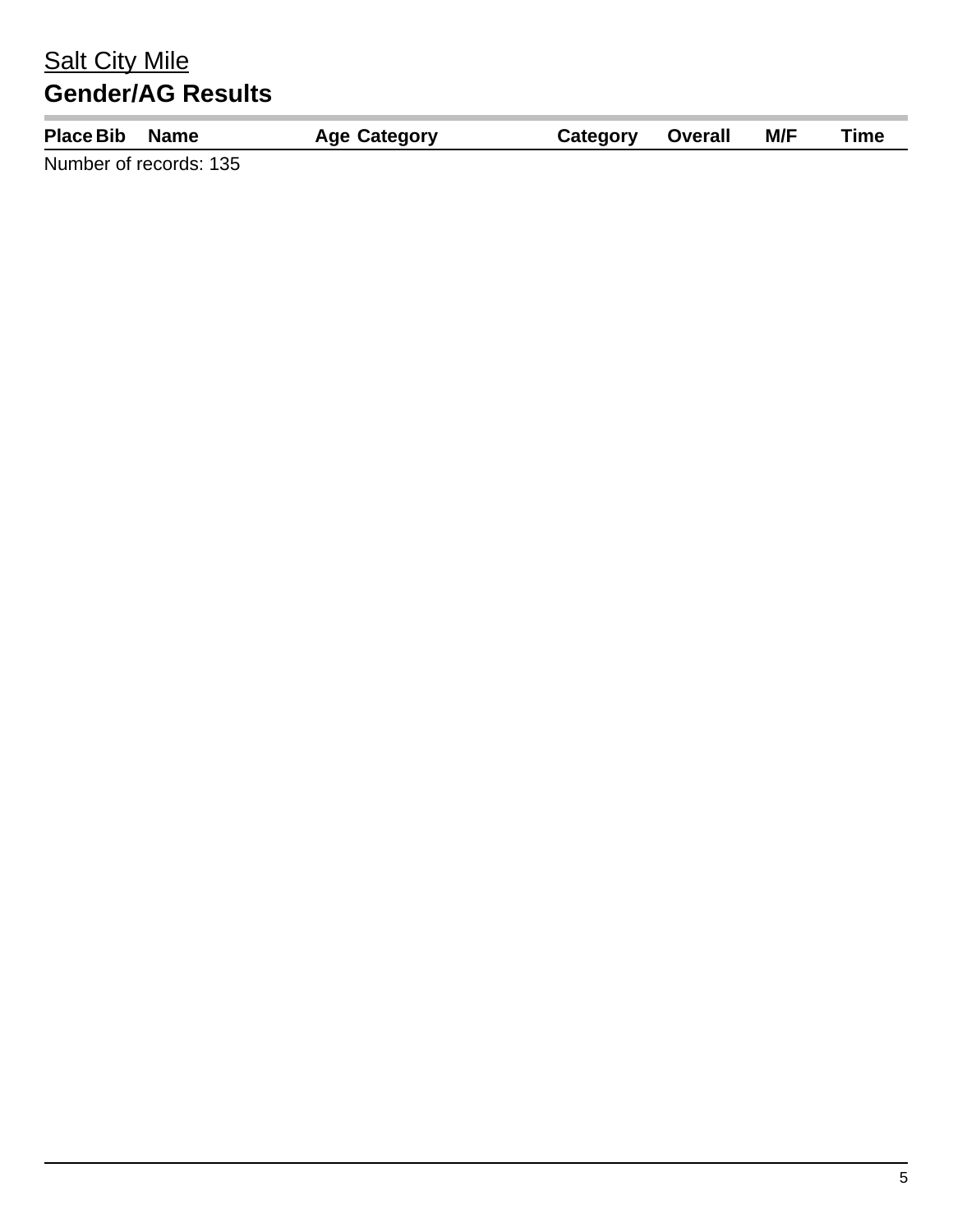Salt City Mile

## Gender/AG Results

| Place | Bib | Name | Age | Category | Category | Overall | M/F | Time |
|---|---|---|---|---|---|---|---|---|

Number of records: 135